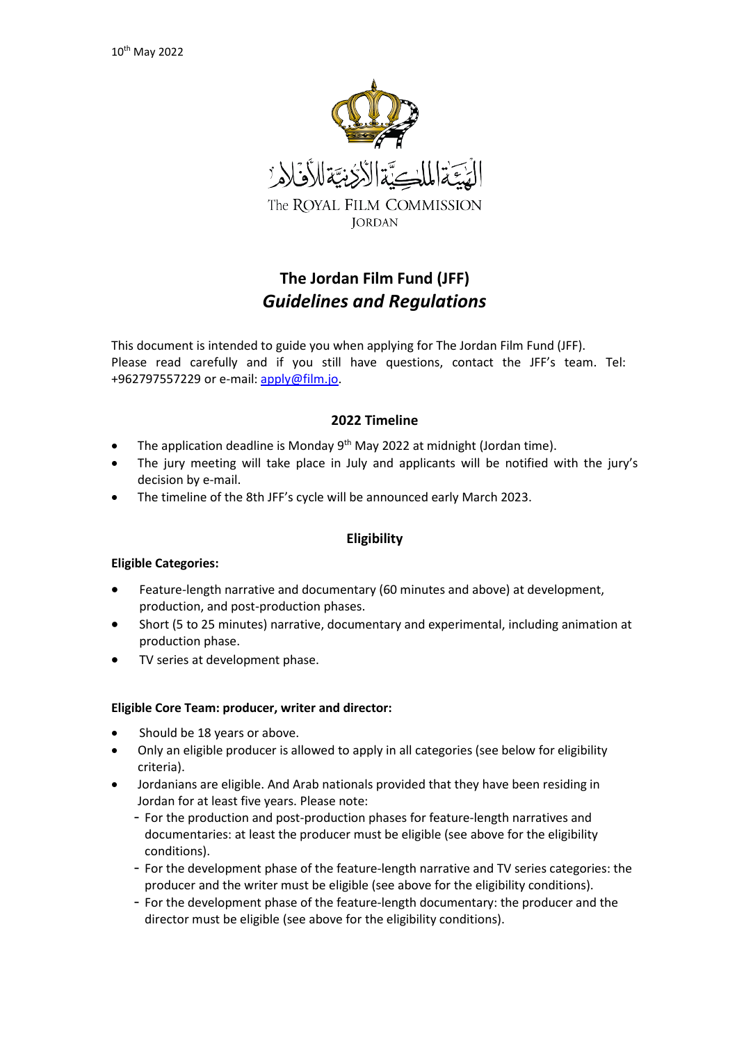10th May 2022

الهيئة الملكية الأردنية للأفلام

The ROYAL FILM COMMISSION
JORDAN

# The Jordan Film Fund (JFF)
## *Guidelines and Regulations*

This document is intended to guide you when applying for The Jordan Film Fund (JFF).
Please read carefully and if you still have questions, contact the JFF's team. Tel: +962797557229 or e-mail: apply@film.jo.

### 2022 Timeline

- The application deadline is Monday 9th May 2022 at midnight (Jordan time).
- The jury meeting will take place in July and applicants will be notified with the jury's decision by e-mail.
- The timeline of the 8th JFF's cycle will be announced early March 2023.

### Eligibility

**Eligible Categories:**

- Feature-length narrative and documentary (60 minutes and above) at development, production, and post-production phases.
- Short (5 to 25 minutes) narrative, documentary and experimental, including animation at production phase.
- TV series at development phase.

**Eligible Core Team: producer, writer and director:**

- Should be 18 years or above.
- Only an eligible producer is allowed to apply in all categories (see below for eligibility criteria).
- Jordanians are eligible. And Arab nationals provided that they have been residing in Jordan for at least five years. Please note:
  - For the production and post-production phases for feature-length narratives and documentaries: at least the producer must be eligible (see above for the eligibility conditions).
  - For the development phase of the feature-length narrative and TV series categories: the producer and the writer must be eligible (see above for the eligibility conditions).
  - For the development phase of the feature-length documentary: the producer and the director must be eligible (see above for the eligibility conditions).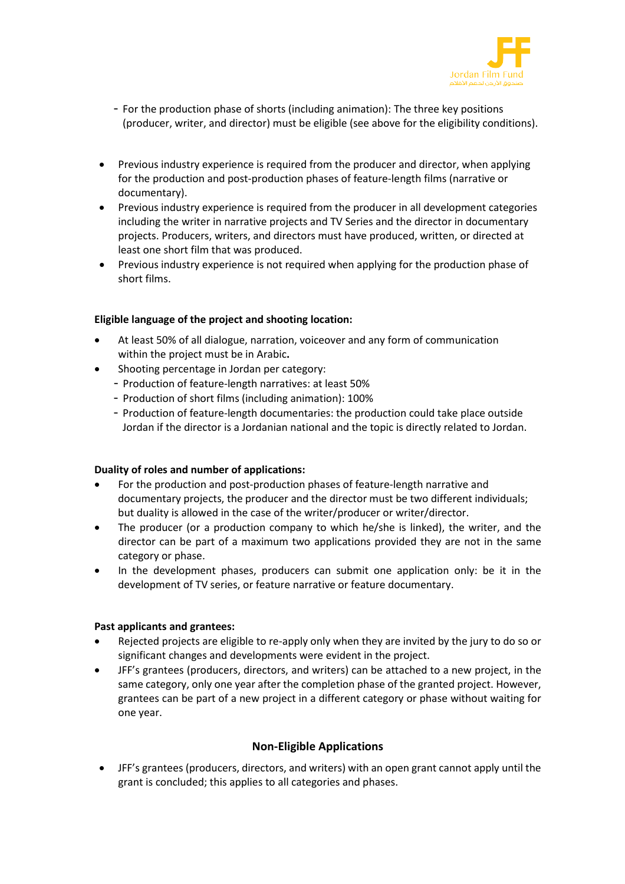- For the production phase of shorts (including animation): The three key positions (producer, writer, and director) must be eligible (see above for the eligibility conditions).

- Previous industry experience is required from the producer and director, when applying for the production and post-production phases of feature-length films (narrative or documentary).
- Previous industry experience is required from the producer in all development categories including the writer in narrative projects and TV Series and the director in documentary projects. Producers, writers, and directors must have produced, written, or directed at least one short film that was produced.
- Previous industry experience is not required when applying for the production phase of short films.

**Eligible language of the project and shooting location:**

- At least 50% of all dialogue, narration, voiceover and any form of communication within the project must be in Arabic**.**
- Shooting percentage in Jordan per category:
  - Production of feature-length narratives: at least 50%
  - Production of short films (including animation): 100%
  - Production of feature-length documentaries: the production could take place outside Jordan if the director is a Jordanian national and the topic is directly related to Jordan.

**Duality of roles and number of applications:**

- For the production and post-production phases of feature-length narrative and documentary projects, the producer and the director must be two different individuals; but duality is allowed in the case of the writer/producer or writer/director.
- The producer (or a production company to which he/she is linked), the writer, and the director can be part of a maximum two applications provided they are not in the same category or phase.
- In the development phases, producers can submit one application only: be it in the development of TV series, or feature narrative or feature documentary.

**Past applicants and grantees:**

- Rejected projects are eligible to re-apply only when they are invited by the jury to do so or significant changes and developments were evident in the project.
- JFF's grantees (producers, directors, and writers) can be attached to a new project, in the same category, only one year after the completion phase of the granted project. However, grantees can be part of a new project in a different category or phase without waiting for one year.

## Non-Eligible Applications

- JFF's grantees (producers, directors, and writers) with an open grant cannot apply until the grant is concluded; this applies to all categories and phases.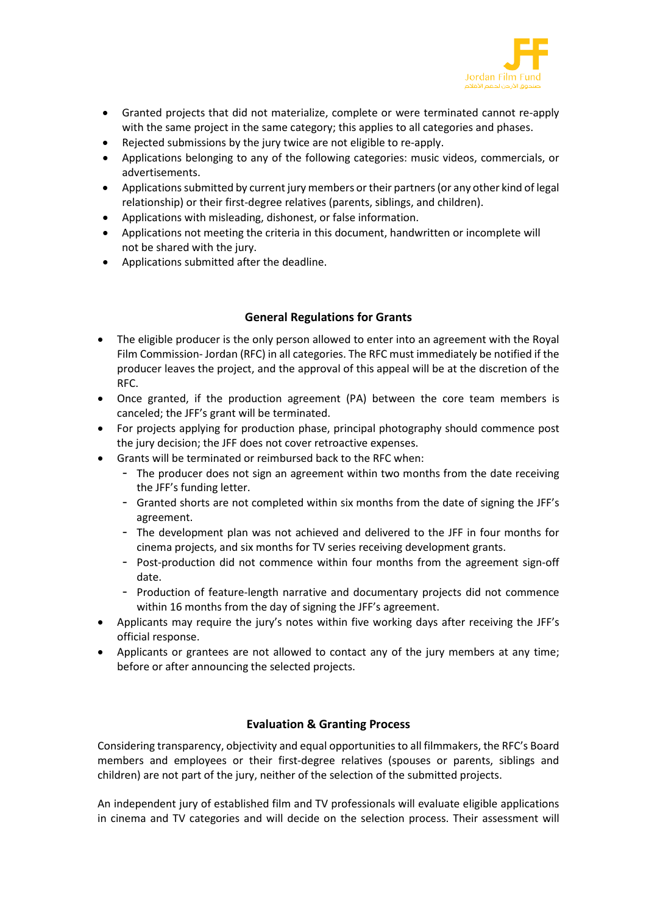- Granted projects that did not materialize, complete or were terminated cannot re-apply with the same project in the same category; this applies to all categories and phases.
- Rejected submissions by the jury twice are not eligible to re-apply.
- Applications belonging to any of the following categories: music videos, commercials, or advertisements.
- Applications submitted by current jury members or their partners (or any other kind of legal relationship) or their first-degree relatives (parents, siblings, and children).
- Applications with misleading, dishonest, or false information.
- Applications not meeting the criteria in this document, handwritten or incomplete will not be shared with the jury.
- Applications submitted after the deadline.

### General Regulations for Grants

- The eligible producer is the only person allowed to enter into an agreement with the Royal Film Commission- Jordan (RFC) in all categories. The RFC must immediately be notified if the producer leaves the project, and the approval of this appeal will be at the discretion of the RFC.
- Once granted, if the production agreement (PA) between the core team members is canceled; the JFF's grant will be terminated.
- For projects applying for production phase, principal photography should commence post the jury decision; the JFF does not cover retroactive expenses.
- Grants will be terminated or reimbursed back to the RFC when:
  - The producer does not sign an agreement within two months from the date receiving the JFF's funding letter.
  - Granted shorts are not completed within six months from the date of signing the JFF's agreement.
  - The development plan was not achieved and delivered to the JFF in four months for cinema projects, and six months for TV series receiving development grants.
  - Post-production did not commence within four months from the agreement sign-off date.
  - Production of feature-length narrative and documentary projects did not commence within 16 months from the day of signing the JFF's agreement.
- Applicants may require the jury's notes within five working days after receiving the JFF's official response.
- Applicants or grantees are not allowed to contact any of the jury members at any time; before or after announcing the selected projects.

### Evaluation & Granting Process

Considering transparency, objectivity and equal opportunities to all filmmakers, the RFC's Board members and employees or their first-degree relatives (spouses or parents, siblings and children) are not part of the jury, neither of the selection of the submitted projects.

An independent jury of established film and TV professionals will evaluate eligible applications in cinema and TV categories and will decide on the selection process. Their assessment will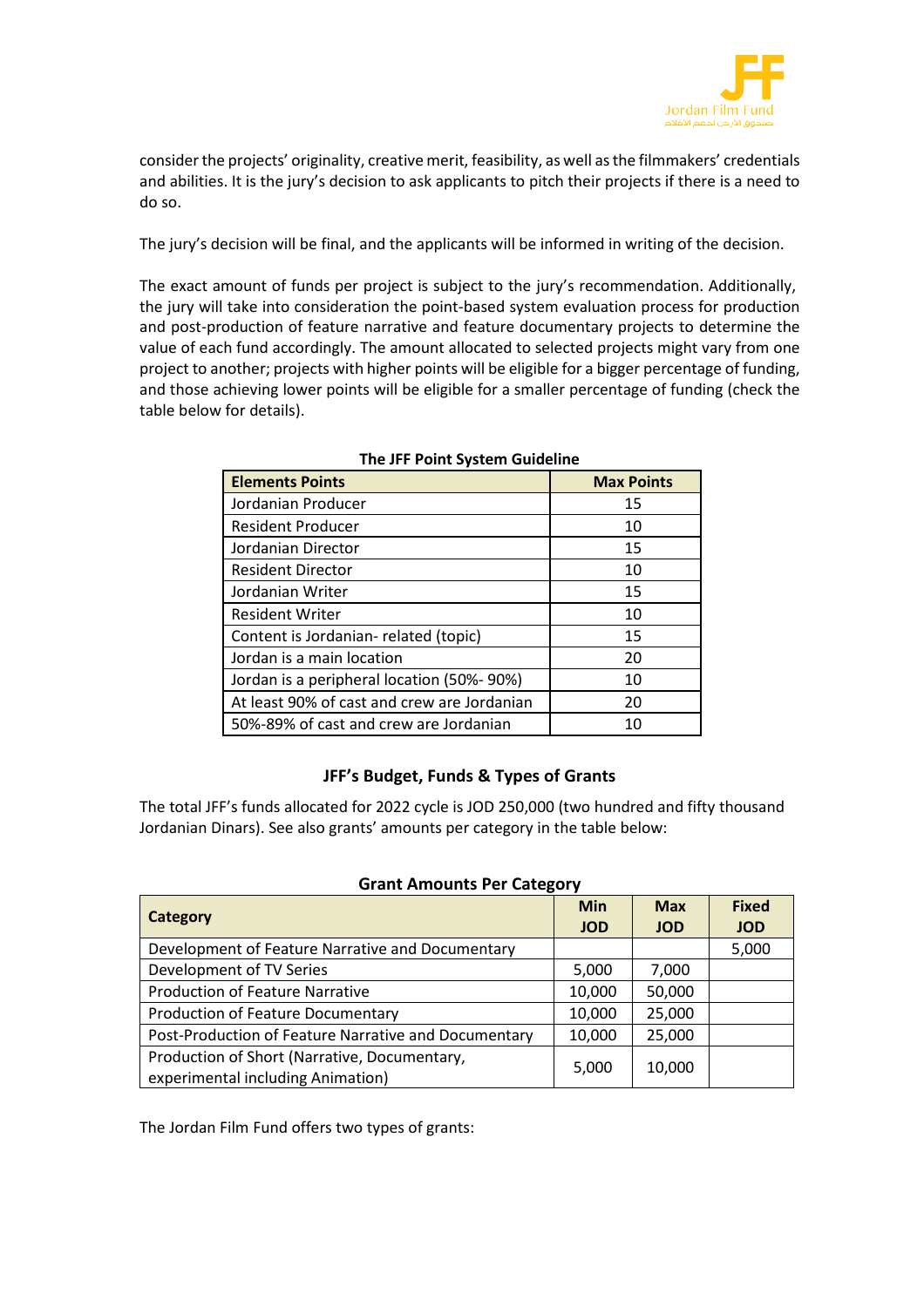consider the projects' originality, creative merit, feasibility, as well as the filmmakers' credentials and abilities. It is the jury's decision to ask applicants to pitch their projects if there is a need to do so.

The jury's decision will be final, and the applicants will be informed in writing of the decision.

The exact amount of funds per project is subject to the jury's recommendation. Additionally, the jury will take into consideration the point-based system evaluation process for production and post-production of feature narrative and feature documentary projects to determine the value of each fund accordingly. The amount allocated to selected projects might vary from one project to another; projects with higher points will be eligible for a bigger percentage of funding, and those achieving lower points will be eligible for a smaller percentage of funding (check the table below for details).

**The JFF Point System Guideline**

| Elements Points | Max Points |
|---|---|
| Jordanian Producer | 15 |
| Resident Producer | 10 |
| Jordanian Director | 15 |
| Resident Director | 10 |
| Jordanian Writer | 15 |
| Resident Writer | 10 |
| Content is Jordanian- related (topic) | 15 |
| Jordan is a main location | 20 |
| Jordan is a peripheral location (50%- 90%) | 10 |
| At least 90% of cast and crew are Jordanian | 20 |
| 50%-89% of cast and crew are Jordanian | 10 |

### JFF's Budget, Funds & Types of Grants

The total JFF's funds allocated for 2022 cycle is JOD 250,000 (two hundred and fifty thousand Jordanian Dinars). See also grants' amounts per category in the table below:

**Grant Amounts Per Category**

| Category | Min JOD | Max JOD | Fixed JOD |
|---|---|---|---|
| Development of Feature Narrative and Documentary | | | 5,000 |
| Development of TV Series | 5,000 | 7,000 | |
| Production of Feature Narrative | 10,000 | 50,000 | |
| Production of Feature Documentary | 10,000 | 25,000 | |
| Post-Production of Feature Narrative and Documentary | 10,000 | 25,000 | |
| Production of Short (Narrative, Documentary, experimental including Animation) | 5,000 | 10,000 | |

The Jordan Film Fund offers two types of grants: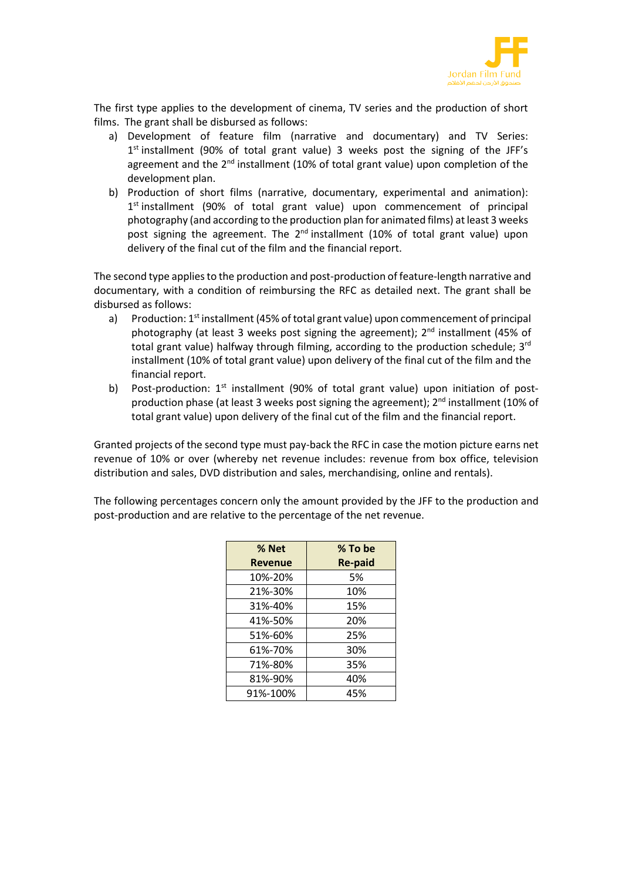The first type applies to the development of cinema, TV series and the production of short films. The grant shall be disbursed as follows:

a) Development of feature film (narrative and documentary) and TV Series: 1st installment (90% of total grant value) 3 weeks post the signing of the JFF's agreement and the 2nd installment (10% of total grant value) upon completion of the development plan.
b) Production of short films (narrative, documentary, experimental and animation): 1st installment (90% of total grant value) upon commencement of principal photography (and according to the production plan for animated films) at least 3 weeks post signing the agreement. The 2nd installment (10% of total grant value) upon delivery of the final cut of the film and the financial report.

The second type applies to the production and post-production of feature-length narrative and documentary, with a condition of reimbursing the RFC as detailed next. The grant shall be disbursed as follows:

a) Production: 1st installment (45% of total grant value) upon commencement of principal photography (at least 3 weeks post signing the agreement); 2nd installment (45% of total grant value) halfway through filming, according to the production schedule; 3rd installment (10% of total grant value) upon delivery of the final cut of the film and the financial report.
b) Post-production: 1st installment (90% of total grant value) upon initiation of post-production phase (at least 3 weeks post signing the agreement); 2nd installment (10% of total grant value) upon delivery of the final cut of the film and the financial report.

Granted projects of the second type must pay-back the RFC in case the motion picture earns net revenue of 10% or over (whereby net revenue includes: revenue from box office, television distribution and sales, DVD distribution and sales, merchandising, online and rentals).

The following percentages concern only the amount provided by the JFF to the production and post-production and are relative to the percentage of the net revenue.

| % Net Revenue | % To be Re-paid |
|---|---|
| 10%-20% | 5% |
| 21%-30% | 10% |
| 31%-40% | 15% |
| 41%-50% | 20% |
| 51%-60% | 25% |
| 61%-70% | 30% |
| 71%-80% | 35% |
| 81%-90% | 40% |
| 91%-100% | 45% |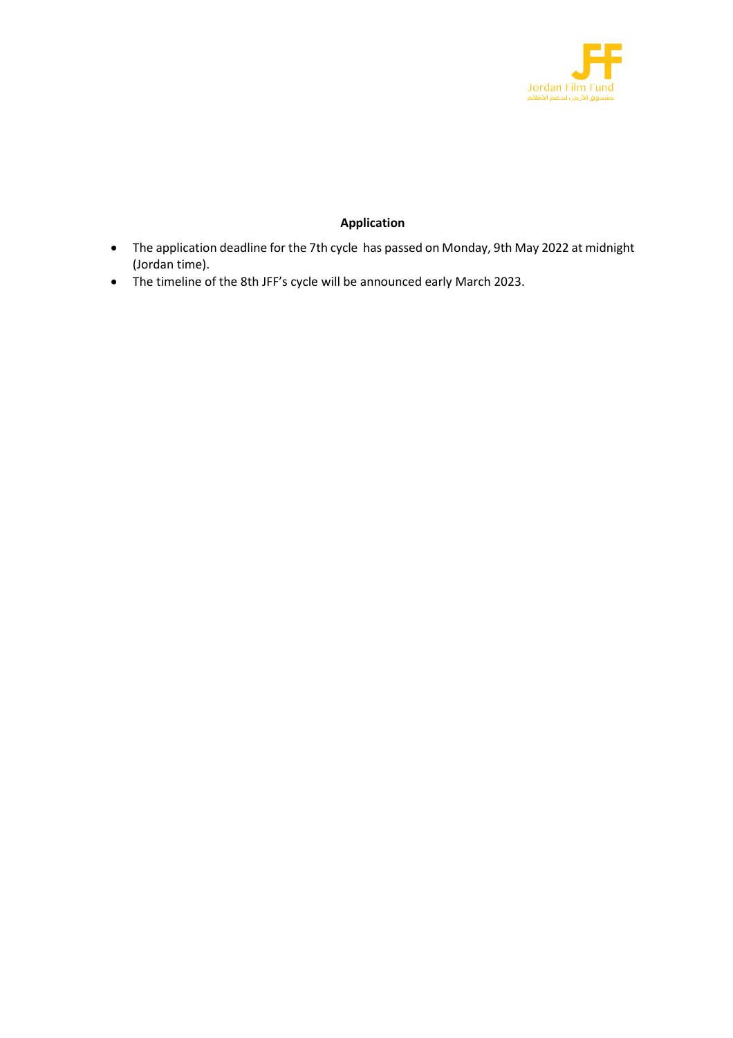**Application**

- The application deadline for the 7th cycle has passed on Monday, 9th May 2022 at midnight (Jordan time).
- The timeline of the 8th JFF's cycle will be announced early March 2023.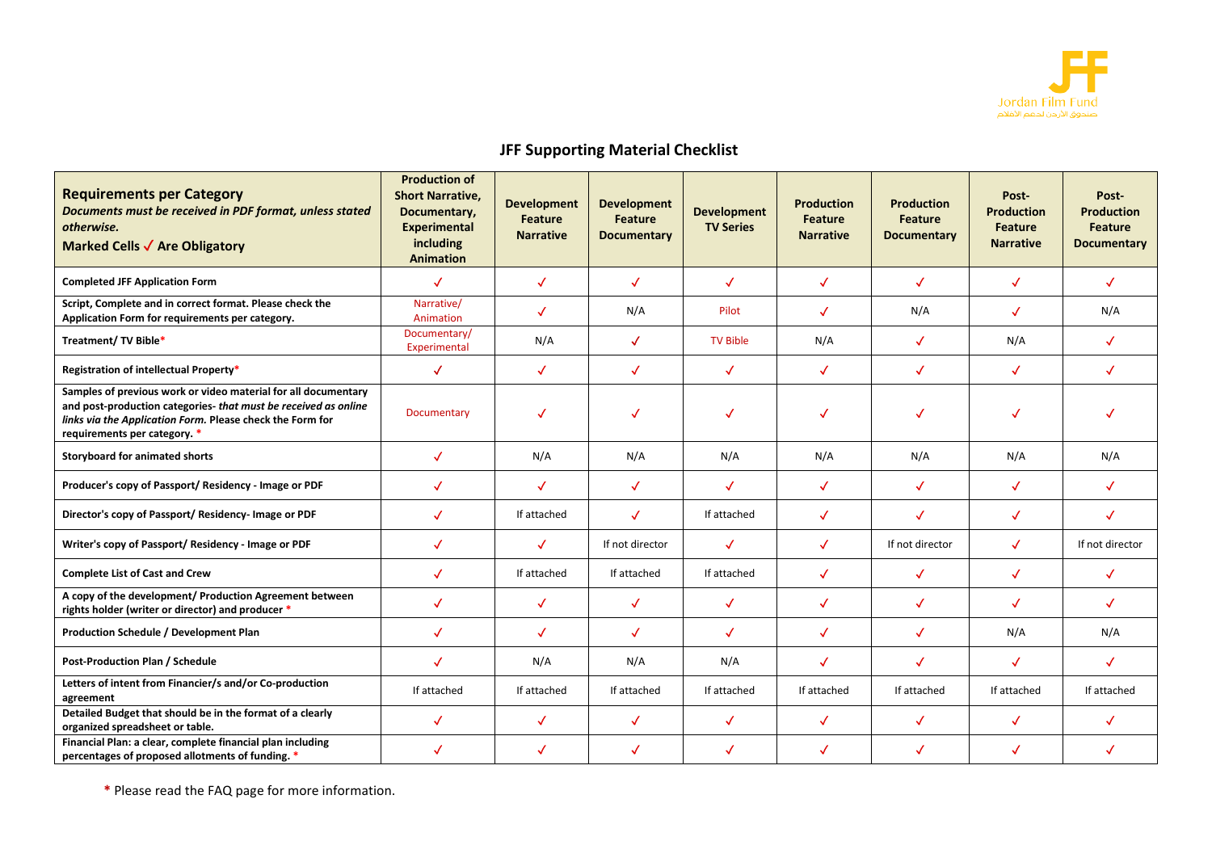Jordan Film Fund
صندوق الأردن لدعم الأفلام

## JFF Supporting Material Checklist

| **Requirements per Category** *Documents must be received in PDF format, unless stated otherwise.* **Marked Cells ✓ Are Obligatory** | **Production of Short Narrative, Documentary, Experimental including Animation** | **Development Feature Narrative** | **Development Feature Documentary** | **Development TV Series** | **Production Feature Narrative** | **Production Feature Documentary** | **Post-Production Feature Narrative** | **Post-Production Feature Documentary** |
|---|---|---|---|---|---|---|---|---|
| **Completed JFF Application Form** | ✓ | ✓ | ✓ | ✓ | ✓ | ✓ | ✓ | ✓ |
| **Script, Complete and in correct format. Please check the Application Form for requirements per category.** | Narrative/ Animation | ✓ | N/A | Pilot | ✓ | N/A | ✓ | N/A |
| **Treatment/ TV Bible*** | Documentary/ Experimental | N/A | ✓ | TV Bible | N/A | ✓ | N/A | ✓ |
| **Registration of intellectual Property*** | ✓ | ✓ | ✓ | ✓ | ✓ | ✓ | ✓ | ✓ |
| **Samples of previous work or video material for all documentary and post-production categories-** ***that must be received as online links via the Application Form.*** **Please check the Form for requirements per category. *** | Documentary | ✓ | ✓ | ✓ | ✓ | ✓ | ✓ | ✓ |
| **Storyboard for animated shorts** | ✓ | N/A | N/A | N/A | N/A | N/A | N/A | N/A |
| **Producer's copy of Passport/ Residency - Image or PDF** | ✓ | ✓ | ✓ | ✓ | ✓ | ✓ | ✓ | ✓ |
| **Director's copy of Passport/ Residency- Image or PDF** | ✓ | If attached | ✓ | If attached | ✓ | ✓ | ✓ | ✓ |
| **Writer's copy of Passport/ Residency - Image or PDF** | ✓ | ✓ | If not director | ✓ | ✓ | If not director | ✓ | If not director |
| **Complete List of Cast and Crew** | ✓ | If attached | If attached | If attached | ✓ | ✓ | ✓ | ✓ |
| **A copy of the development/ Production Agreement between rights holder (writer or director) and producer *** | ✓ | ✓ | ✓ | ✓ | ✓ | ✓ | ✓ | ✓ |
| **Production Schedule / Development Plan** | ✓ | ✓ | ✓ | ✓ | ✓ | ✓ | N/A | N/A |
| **Post-Production Plan / Schedule** | ✓ | N/A | N/A | N/A | ✓ | ✓ | ✓ | ✓ |
| **Letters of intent from Financier/s and/or Co-production agreement** | If attached | If attached | If attached | If attached | If attached | If attached | If attached | If attached |
| **Detailed Budget that should be in the format of a clearly organized spreadsheet or table.** | ✓ | ✓ | ✓ | ✓ | ✓ | ✓ | ✓ | ✓ |
| **Financial Plan: a clear, complete financial plan including percentages of proposed allotments of funding. *** | ✓ | ✓ | ✓ | ✓ | ✓ | ✓ | ✓ | ✓ |

* Please read the FAQ page for more information.